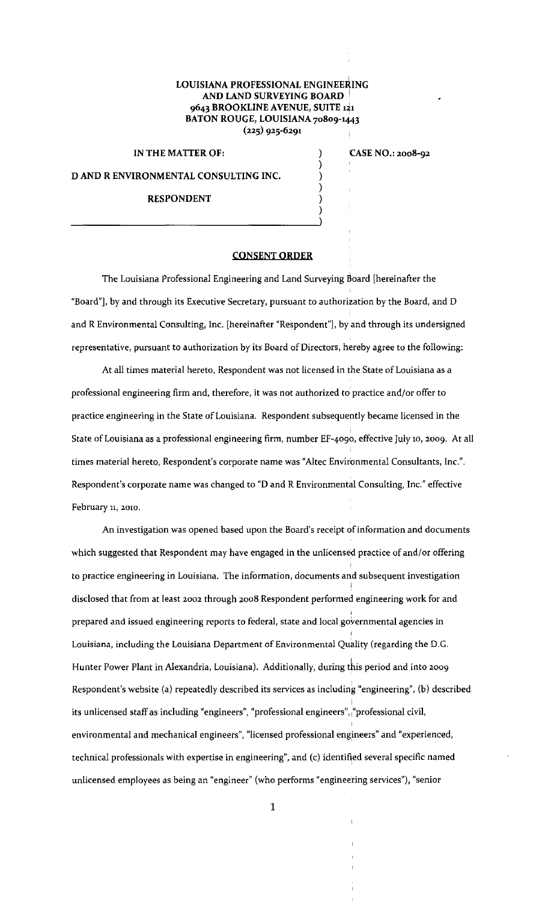**LOUISIANA PROFESSIONAL ENGINEERING AND LAND SURVEYING BOARD**
**9643 BROOKLINE AVENUE, SUITE 121**
**BATON ROUGE, LOUISIANA 70809-1443**
**(225) 925-6291**

| | |
|---|---|
| **IN THE MATTER OF:** | **CASE NO.: 2008-92** |
| **D AND R ENVIRONMENTAL CONSULTING INC.** | |
| **RESPONDENT** | |

## CONSENT ORDER

The Louisiana Professional Engineering and Land Surveying Board [hereinafter the "Board"], by and through its Executive Secretary, pursuant to authorization by the Board, and D and R Environmental Consulting, Inc. [hereinafter "Respondent"], by and through its undersigned representative, pursuant to authorization by its Board of Directors, hereby agree to the following:

At all times material hereto, Respondent was not licensed in the State of Louisiana as a professional engineering firm and, therefore, it was not authorized to practice and/or offer to practice engineering in the State of Louisiana. Respondent subsequently became licensed in the State of Louisiana as a professional engineering firm, number EF-4090, effective July 10, 2009. At all times material hereto, Respondent's corporate name was "Altec Environmental Consultants, Inc.". Respondent's corporate name was changed to "D and R Environmental Consulting, Inc." effective February 11, 2010.

An investigation was opened based upon the Board's receipt of information and documents which suggested that Respondent may have engaged in the unlicensed practice of and/or offering to practice engineering in Louisiana. The information, documents and subsequent investigation disclosed that from at least 2002 through 2008 Respondent performed engineering work for and prepared and issued engineering reports to federal, state and local governmental agencies in Louisiana, including the Louisiana Department of Environmental Quality (regarding the D.G. Hunter Power Plant in Alexandria, Louisiana). Additionally, during this period and into 2009 Respondent's website (a) repeatedly described its services as including "engineering", (b) described its unlicensed staff as including "engineers", "professional engineers", "professional civil, environmental and mechanical engineers", "licensed professional engineers" and "experienced, technical professionals with expertise in engineering", and (c) identified several specific named unlicensed employees as being an "engineer" (who performs "engineering services"), "senior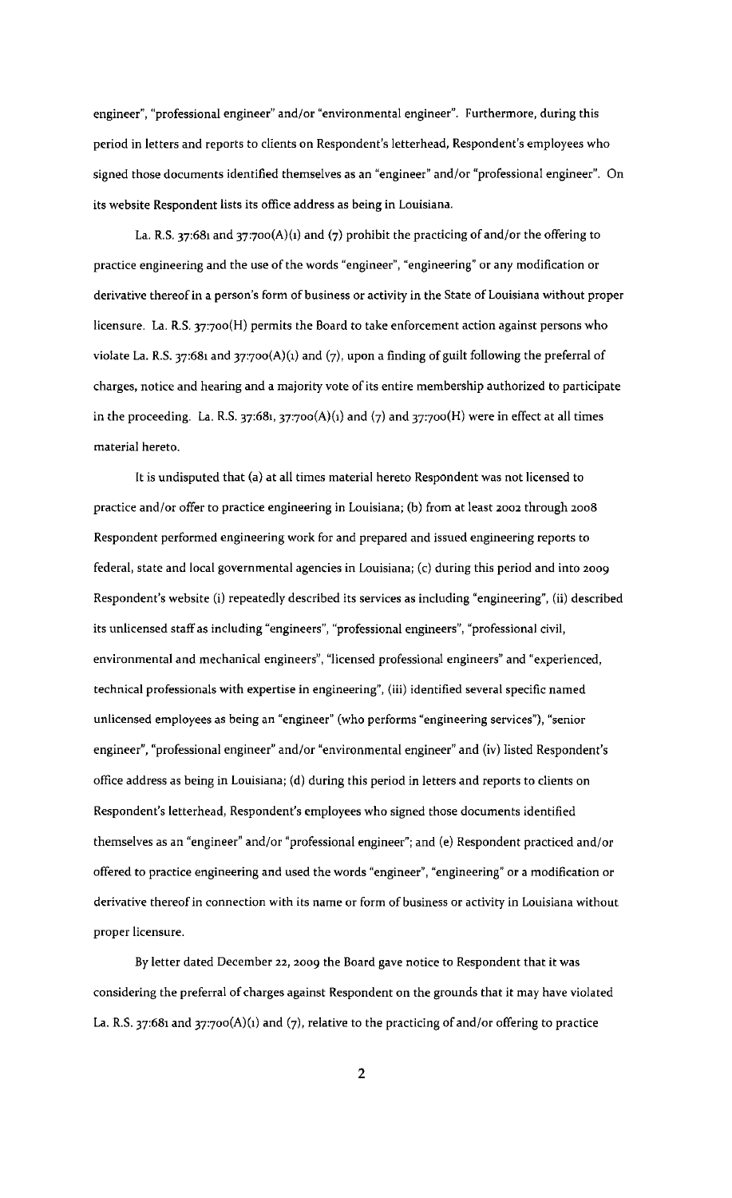engineer", "professional engineer" and/or "environmental engineer". Furthermore, during this period in letters and reports to clients on Respondent's letterhead, Respondent's employees who signed those documents identified themselves as an "engineer" and/or "professional engineer". On its website Respondent lists its office address as being in Louisiana.

La. R.S. 37:681 and 37:700(A)(1) and (7) prohibit the practicing of and/or the offering to practice engineering and the use of the words "engineer", "engineering" or any modification or derivative thereof in a person's form of business or activity in the State of Louisiana without proper licensure. La. R.S. 37:700(H) permits the Board to take enforcement action against persons who violate La. R.S. 37:681 and 37:700(A)(1) and (7), upon a finding of guilt following the preferral of charges, notice and hearing and a majority vote of its entire membership authorized to participate in the proceeding. La. R.S. 37:681, 37:700(A)(1) and (7) and 37:700(H) were in effect at all times material hereto.

It is undisputed that (a) at all times material hereto Respondent was not licensed to practice and/or offer to practice engineering in Louisiana; (b) from at least 2002 through 2008 Respondent performed engineering work for and prepared and issued engineering reports to federal, state and local governmental agencies in Louisiana; (c) during this period and into 2009 Respondent's website (i) repeatedly described its services as including "engineering", (ii) described its unlicensed staff as including "engineers", "professional engineers", "professional civil, environmental and mechanical engineers", "licensed professional engineers" and "experienced, technical professionals with expertise in engineering", (iii) identified several specific named unlicensed employees as being an "engineer" (who performs "engineering services"), "senior engineer", "professional engineer" and/or "environmental engineer" and (iv) listed Respondent's office address as being in Louisiana; (d) during this period in letters and reports to clients on Respondent's letterhead, Respondent's employees who signed those documents identified themselves as an "engineer" and/or "professional engineer"; and (e) Respondent practiced and/or offered to practice engineering and used the words "engineer", "engineering" or a modification or derivative thereof in connection with its name or form of business or activity in Louisiana without proper licensure.

By letter dated December 22, 2009 the Board gave notice to Respondent that it was considering the preferral of charges against Respondent on the grounds that it may have violated La. R.S. 37:681 and 37:700(A)(1) and (7), relative to the practicing of and/or offering to practice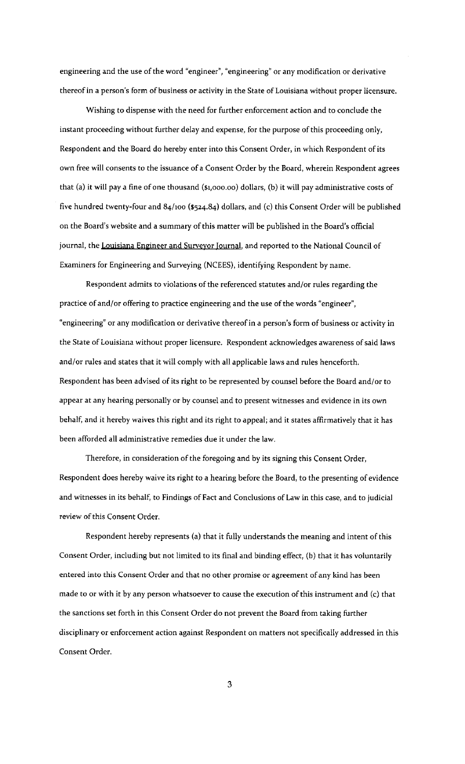engineering and the use of the word "engineer", "engineering" or any modification or derivative thereof in a person's form of business or activity in the State of Louisiana without proper licensure.

Wishing to dispense with the need for further enforcement action and to conclude the instant proceeding without further delay and expense, for the purpose of this proceeding only, Respondent and the Board do hereby enter into this Consent Order, in which Respondent of its own free will consents to the issuance of a Consent Order by the Board, wherein Respondent agrees that (a) it will pay a fine of one thousand ($1,000.00) dollars, (b) it will pay administrative costs of five hundred twenty-four and 84/100 ($524.84) dollars, and (c) this Consent Order will be published on the Board's website and a summary of this matter will be published in the Board's official journal, the Louisiana Engineer and Surveyor Journal, and reported to the National Council of Examiners for Engineering and Surveying (NCEES), identifying Respondent by name.

Respondent admits to violations of the referenced statutes and/or rules regarding the practice of and/or offering to practice engineering and the use of the words "engineer", "engineering" or any modification or derivative thereof in a person's form of business or activity in the State of Louisiana without proper licensure. Respondent acknowledges awareness of said laws and/or rules and states that it will comply with all applicable laws and rules henceforth. Respondent has been advised of its right to be represented by counsel before the Board and/or to appear at any hearing personally or by counsel and to present witnesses and evidence in its own behalf, and it hereby waives this right and its right to appeal; and it states affirmatively that it has been afforded all administrative remedies due it under the law.

Therefore, in consideration of the foregoing and by its signing this Consent Order, Respondent does hereby waive its right to a hearing before the Board, to the presenting of evidence and witnesses in its behalf, to Findings of Fact and Conclusions of Law in this case, and to judicial review of this Consent Order.

Respondent hereby represents (a) that it fully understands the meaning and intent of this Consent Order, including but not limited to its final and binding effect, (b) that it has voluntarily entered into this Consent Order and that no other promise or agreement of any kind has been made to or with it by any person whatsoever to cause the execution of this instrument and (c) that the sanctions set forth in this Consent Order do not prevent the Board from taking further disciplinary or enforcement action against Respondent on matters not specifically addressed in this Consent Order.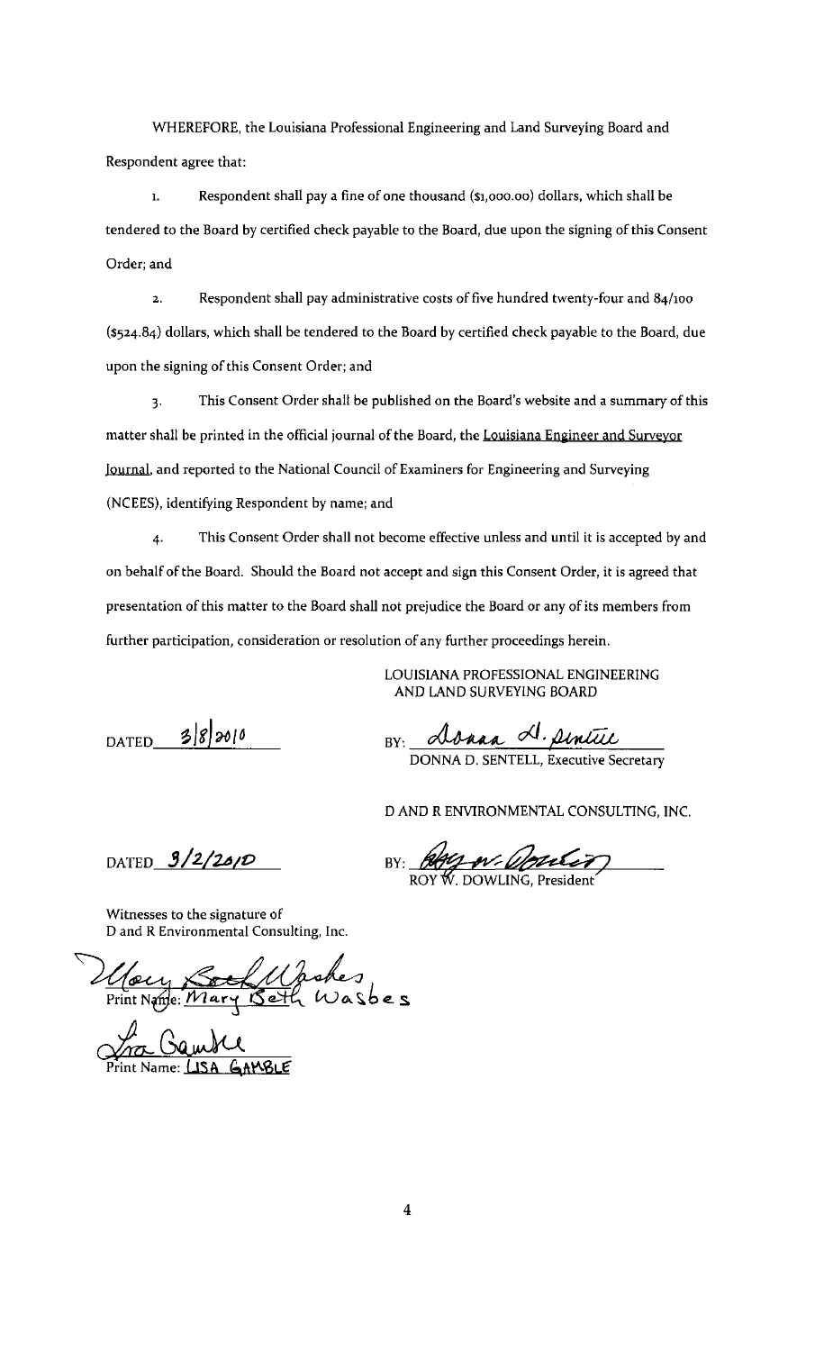WHEREFORE, the Louisiana Professional Engineering and Land Surveying Board and Respondent agree that:

1. Respondent shall pay a fine of one thousand ($1,000.00) dollars, which shall be tendered to the Board by certified check payable to the Board, due upon the signing of this Consent Order; and

2. Respondent shall pay administrative costs of five hundred twenty-four and 84/100 ($524.84) dollars, which shall be tendered to the Board by certified check payable to the Board, due upon the signing of this Consent Order; and

3. This Consent Order shall be published on the Board's website and a summary of this matter shall be printed in the official journal of the Board, the Louisiana Engineer and Surveyor Journal, and reported to the National Council of Examiners for Engineering and Surveying (NCEES), identifying Respondent by name; and

4. This Consent Order shall not become effective unless and until it is accepted by and on behalf of the Board. Should the Board not accept and sign this Consent Order, it is agreed that presentation of this matter to the Board shall not prejudice the Board or any of its members from further participation, consideration or resolution of any further proceedings herein.

LOUISIANA PROFESSIONAL ENGINEERING AND LAND SURVEYING BOARD

DATED 3/8/2010

BY: Donna D. Sentell
DONNA D. SENTELL, Executive Secretary

D AND R ENVIRONMENTAL CONSULTING, INC.

DATED 3/2/2010

BY: Roy W. Dowling
ROY W. DOWLING, President

Witnesses to the signature of
D and R Environmental Consulting, Inc.

Mary Beth Washes
Print Name: Mary Beth Wasbes

Lisa Gamble
Print Name: LISA GAMBLE